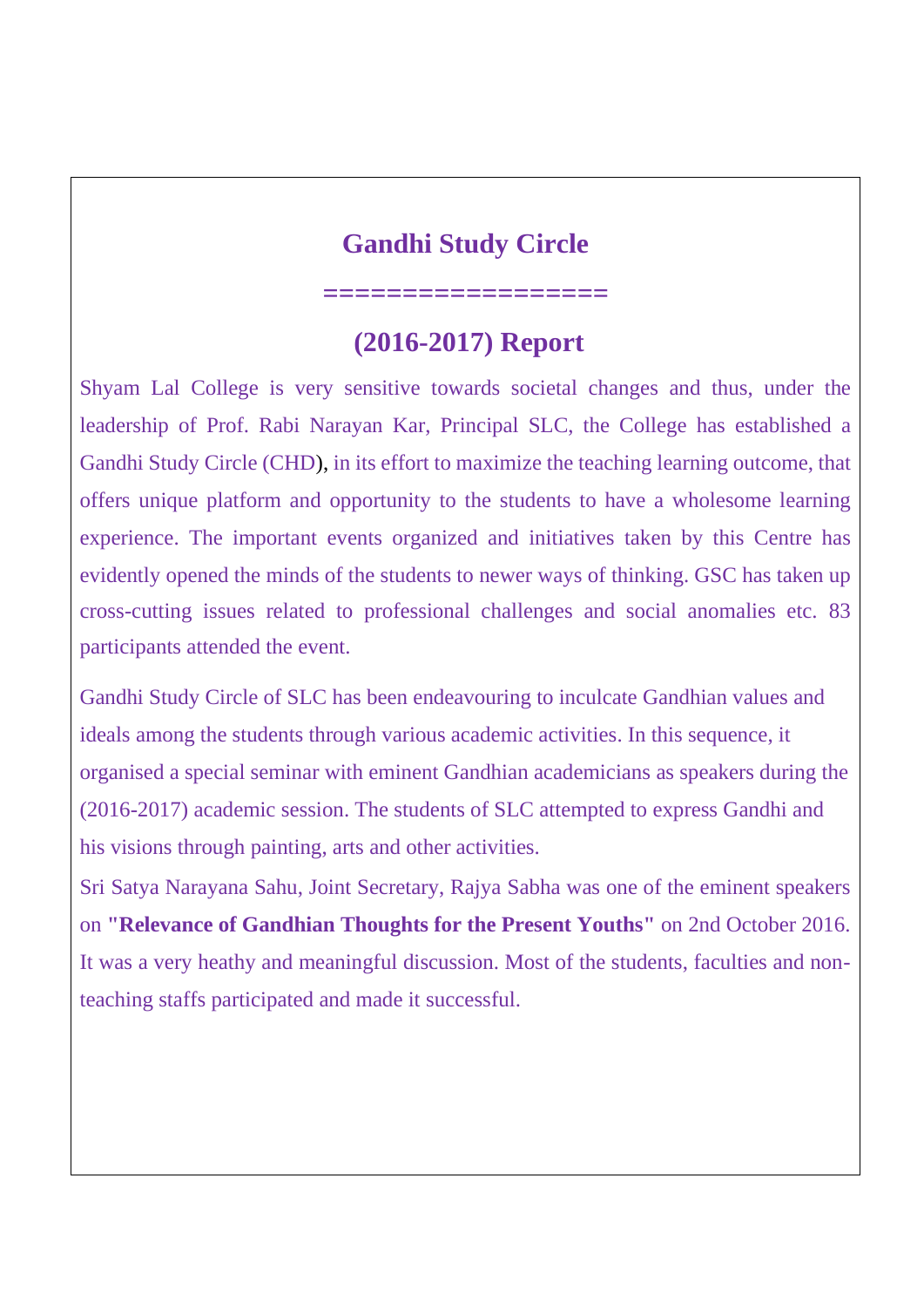# Gandhi Study Circle

=================

## (2016-2017) Report

Shyam Lal College is very sensitive towards societal changes and thus, under the leadership of Prof. Rabi Narayan Kar, Principal SLC, the College has established a Gandhi Study Circle (CHD), in its effort to maximize the teaching learning outcome, that offers unique platform and opportunity to the students to have a wholesome learning experience. The important events organized and initiatives taken by this Centre has evidently opened the minds of the students to newer ways of thinking. GSC has taken up cross-cutting issues related to professional challenges and social anomalies etc. 83 participants attended the event.

Gandhi Study Circle of SLC has been endeavouring to inculcate Gandhian values and ideals among the students through various academic activities. In this sequence, it organised a special seminar with eminent Gandhian academicians as speakers during the (2016-2017) academic session. The students of SLC attempted to express Gandhi and his visions through painting, arts and other activities.

Sri Satya Narayana Sahu, Joint Secretary, Rajya Sabha was one of the eminent speakers on **"Relevance of Gandhian Thoughts for the Present Youths"** on 2nd October 2016. It was a very heathy and meaningful discussion. Most of the students, faculties and non-teaching staffs participated and made it successful.